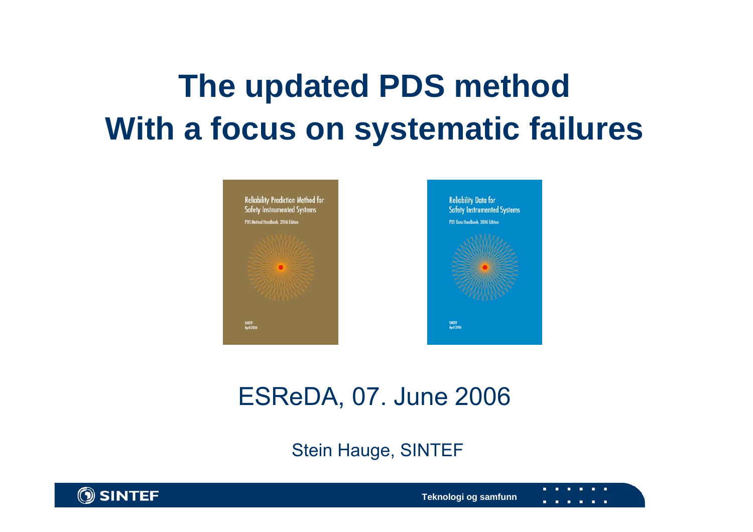# The updated PDS method
# With a focus on systematic failures

Reliability Prediction Method for Safety Instrumented Systems

PDS Method Handbook, 2006 Edition

SINTEF
April 2006

Reliability Data for Safety Instrumented Systems

PDS Data Handbook, 2006 Edition

SINTEF
April 2006

ESReDA, 07. June 2006

Stein Hauge, SINTEF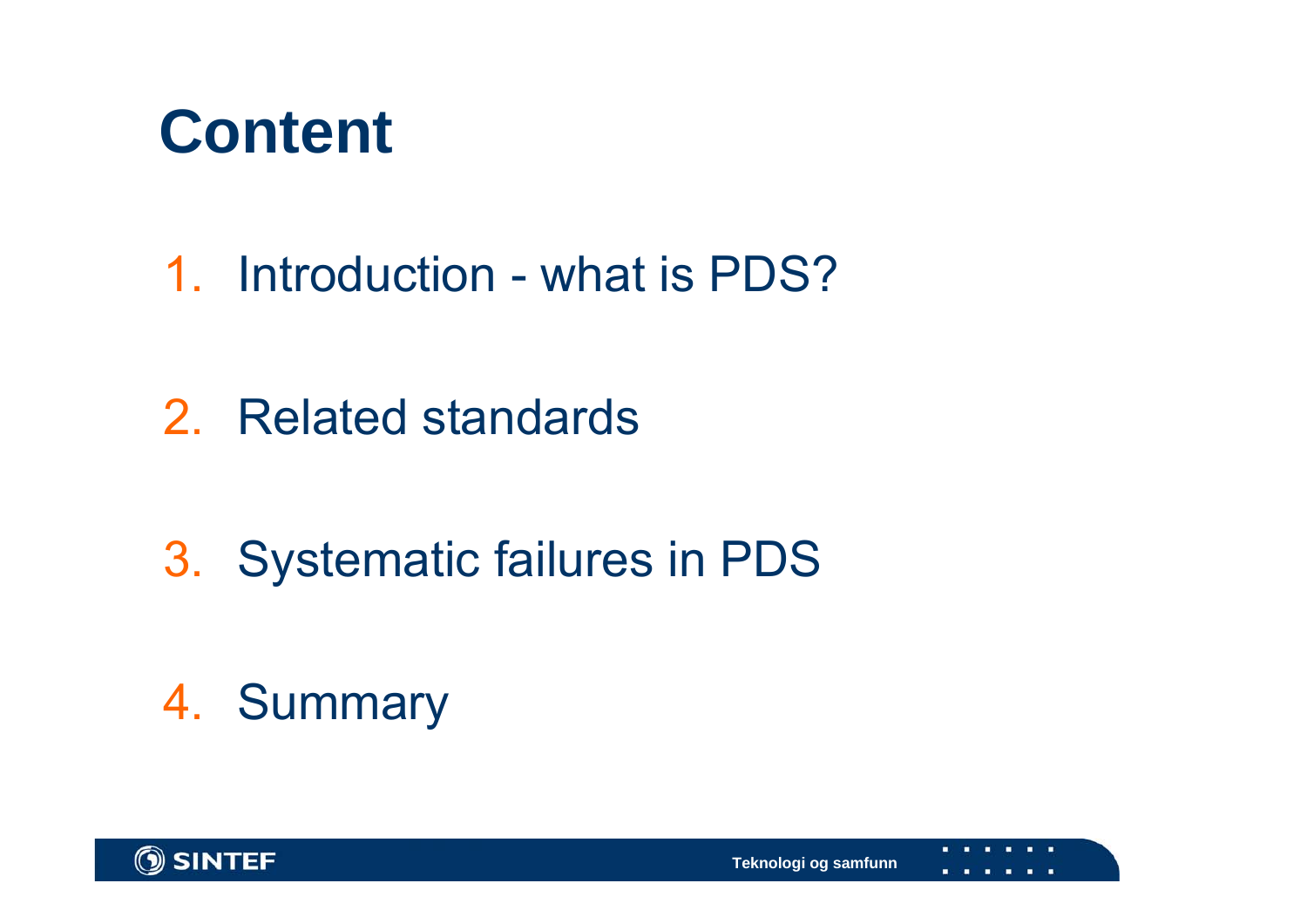# Content

1. Introduction - what is PDS?
2. Related standards
3. Systematic failures in PDS
4. Summary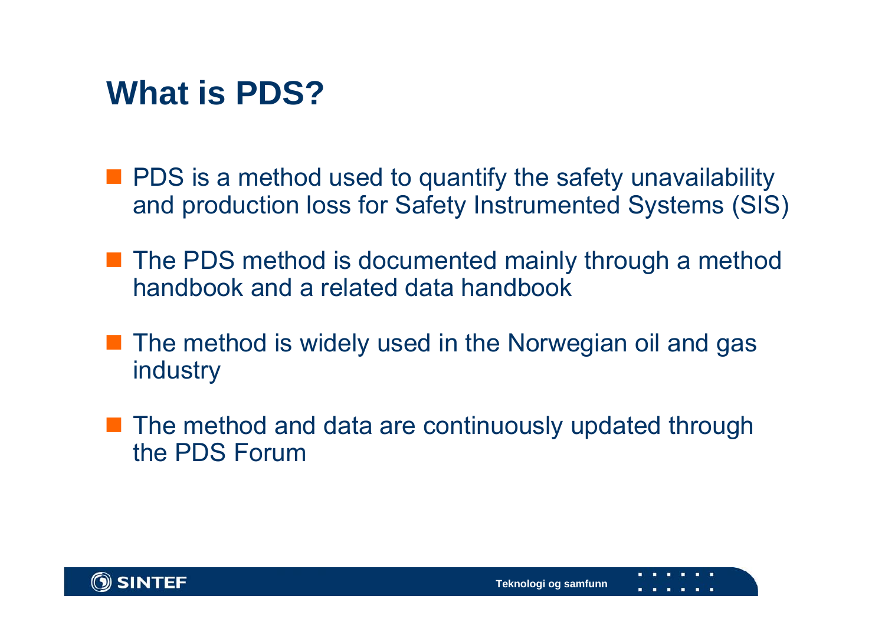# What is PDS?

- PDS is a method used to quantify the safety unavailability and production loss for Safety Instrumented Systems (SIS)
- The PDS method is documented mainly through a method handbook and a related data handbook
- The method is widely used in the Norwegian oil and gas industry
- The method and data are continuously updated through the PDS Forum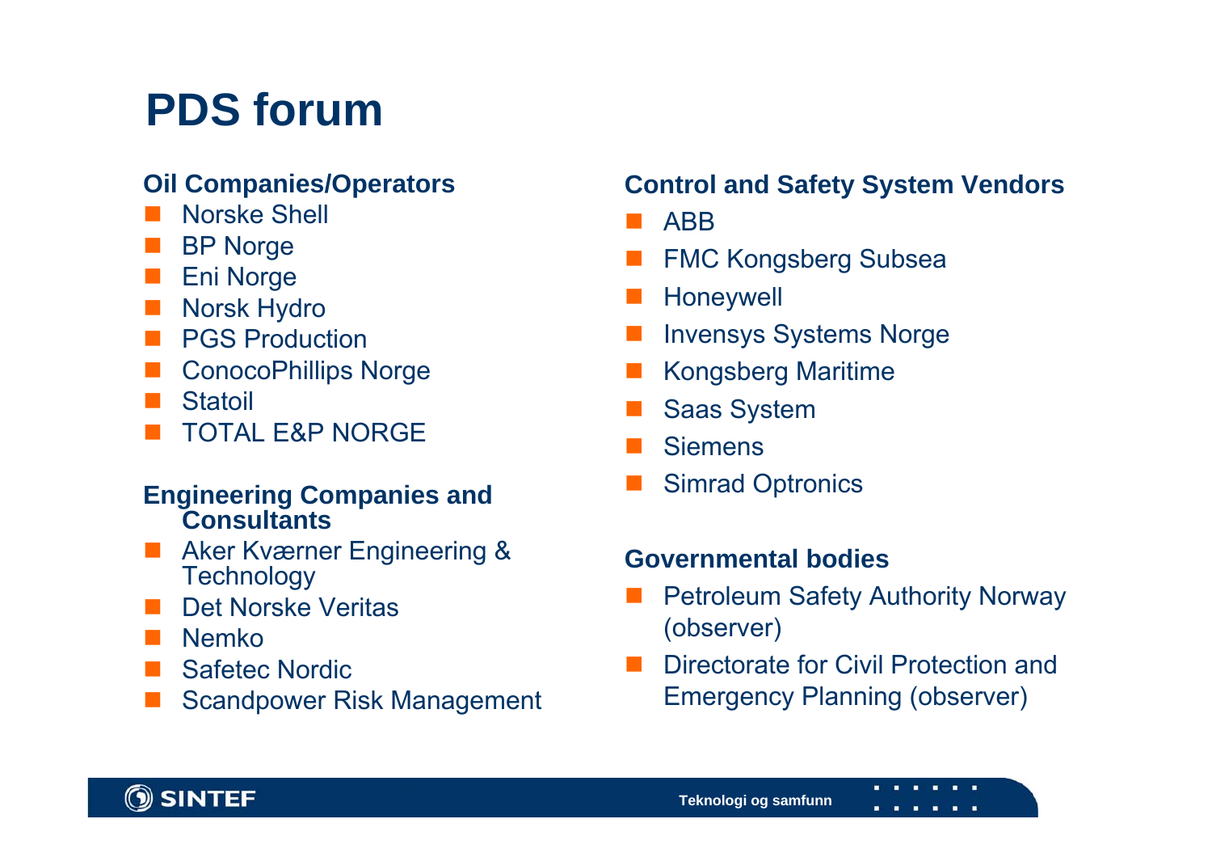# PDS forum

### Oil Companies/Operators

- Norske Shell
- BP Norge
- Eni Norge
- Norsk Hydro
- PGS Production
- ConocoPhillips Norge
- Statoil
- TOTAL E&P NORGE

### Engineering Companies and Consultants

- Aker Kværner Engineering & Technology
- Det Norske Veritas
- Nemko
- Safetec Nordic
- Scandpower Risk Management

### Control and Safety System Vendors

- ABB
- FMC Kongsberg Subsea
- Honeywell
- Invensys Systems Norge
- Kongsberg Maritime
- Saas System
- Siemens
- Simrad Optronics

### Governmental bodies

- Petroleum Safety Authority Norway (observer)
- Directorate for Civil Protection and Emergency Planning (observer)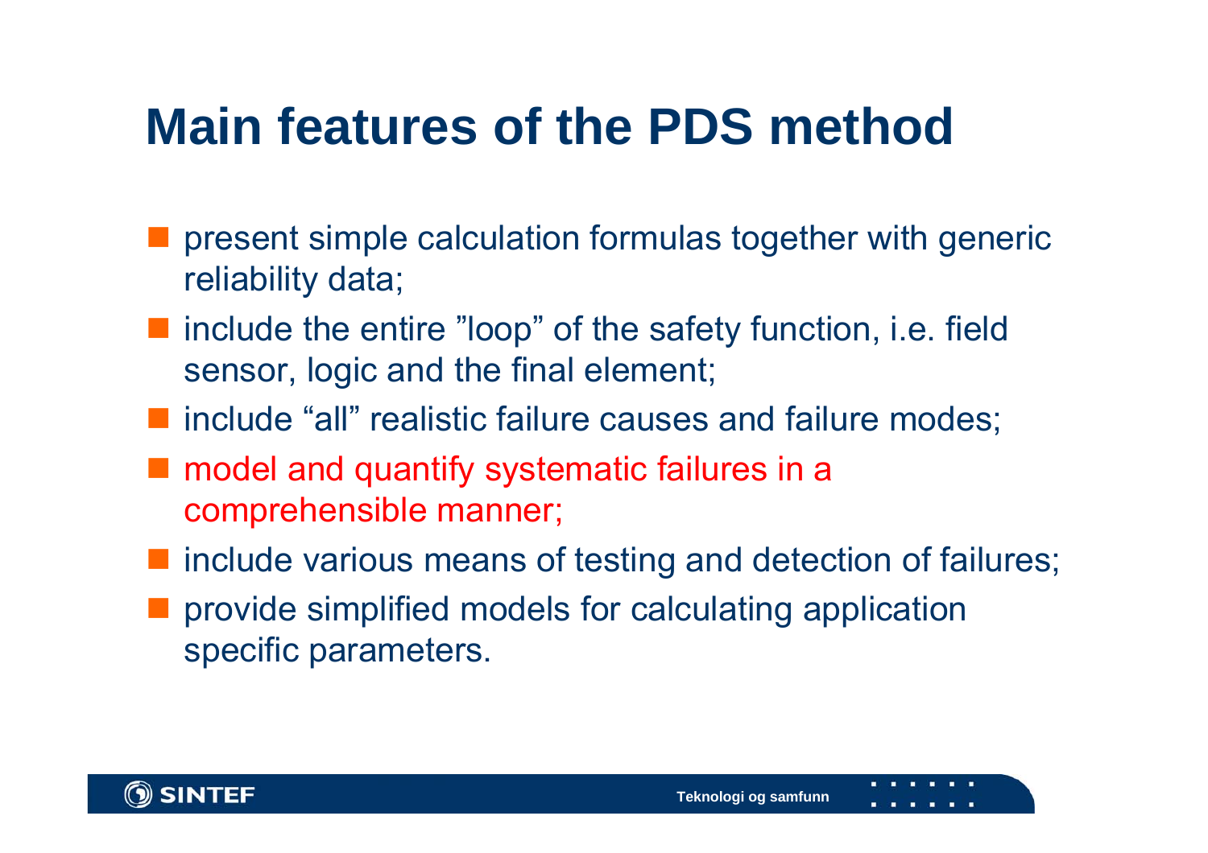# Main features of the PDS method

- present simple calculation formulas together with generic reliability data;
- include the entire ”loop” of the safety function, i.e. field sensor, logic and the final element;
- include “all” realistic failure causes and failure modes;
- model and quantify systematic failures in a comprehensible manner;
- include various means of testing and detection of failures;
- provide simplified models for calculating application specific parameters.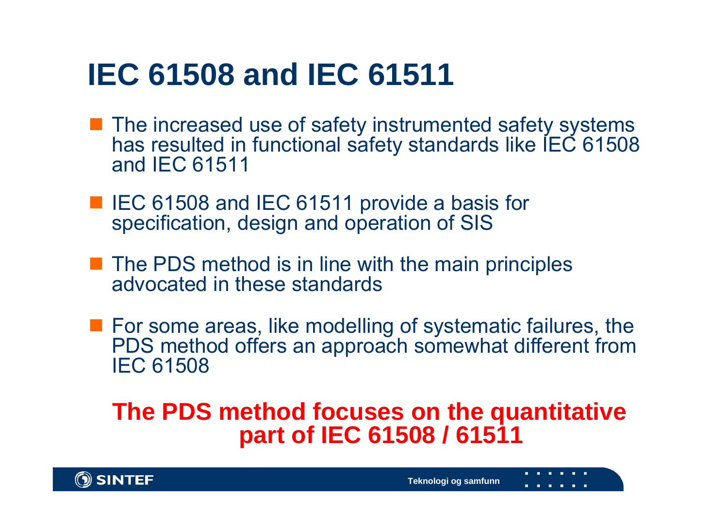# IEC 61508 and IEC 61511

- The increased use of safety instrumented safety systems has resulted in functional safety standards like IEC 61508 and IEC 61511
- IEC 61508 and IEC 61511 provide a basis for specification, design and operation of SIS
- The PDS method is in line with the main principles advocated in these standards
- For some areas, like modelling of systematic failures, the PDS method offers an approach somewhat different from IEC 61508

**The PDS method focuses on the quantitative part of IEC 61508 / 61511**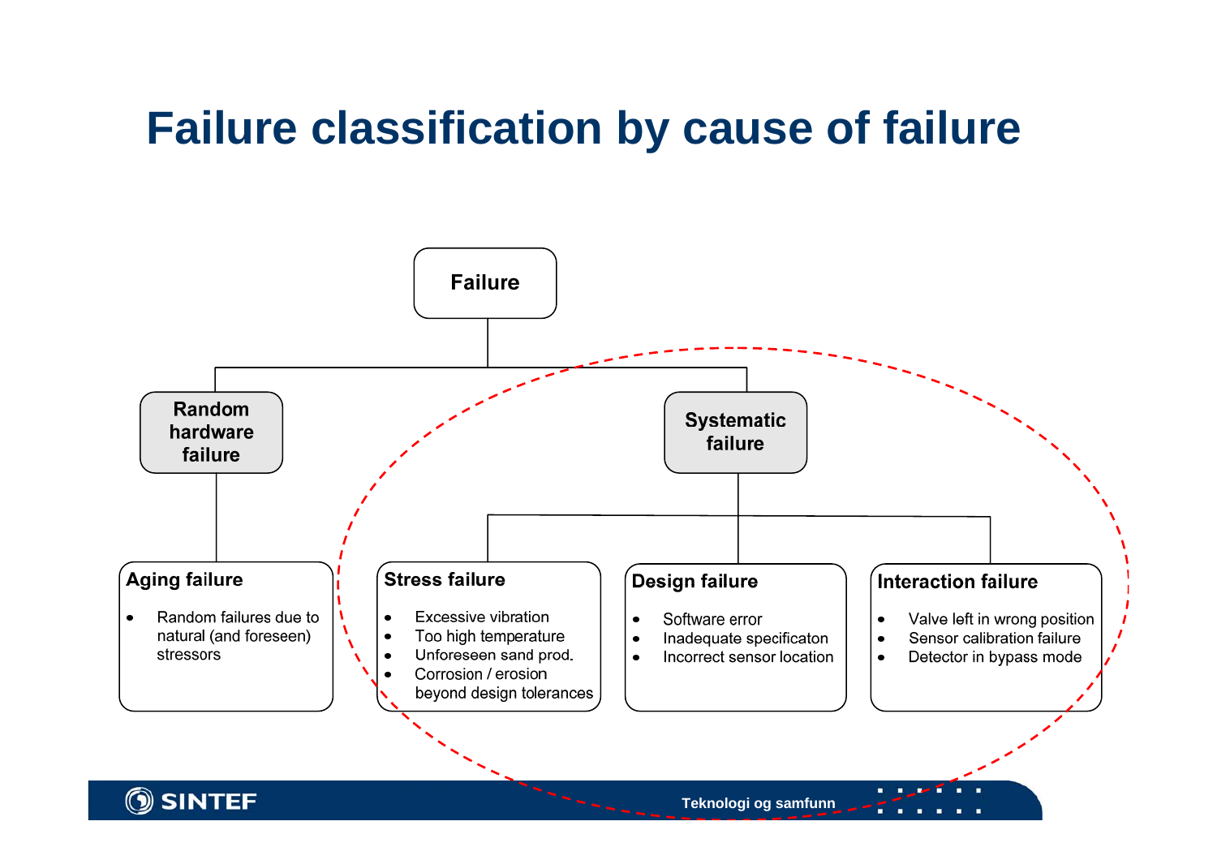# Failure classification by cause of failure

- **Failure**
  - **Random hardware failure**
    - **Aging failure**
      - Random failures due to natural (and foreseen) stressors
  - **Systematic failure**
    - **Stress failure**
      - Excessive vibration
      - Too high temperature
      - Unforeseen sand prod.
      - Corrosion / erosion beyond design tolerances
    - **Design failure**
      - Software error
      - Inadequate specificaton
      - Incorrect sensor location
    - **Interaction failure**
      - Valve left in wrong position
      - Sensor calibration failure
      - Detector in bypass mode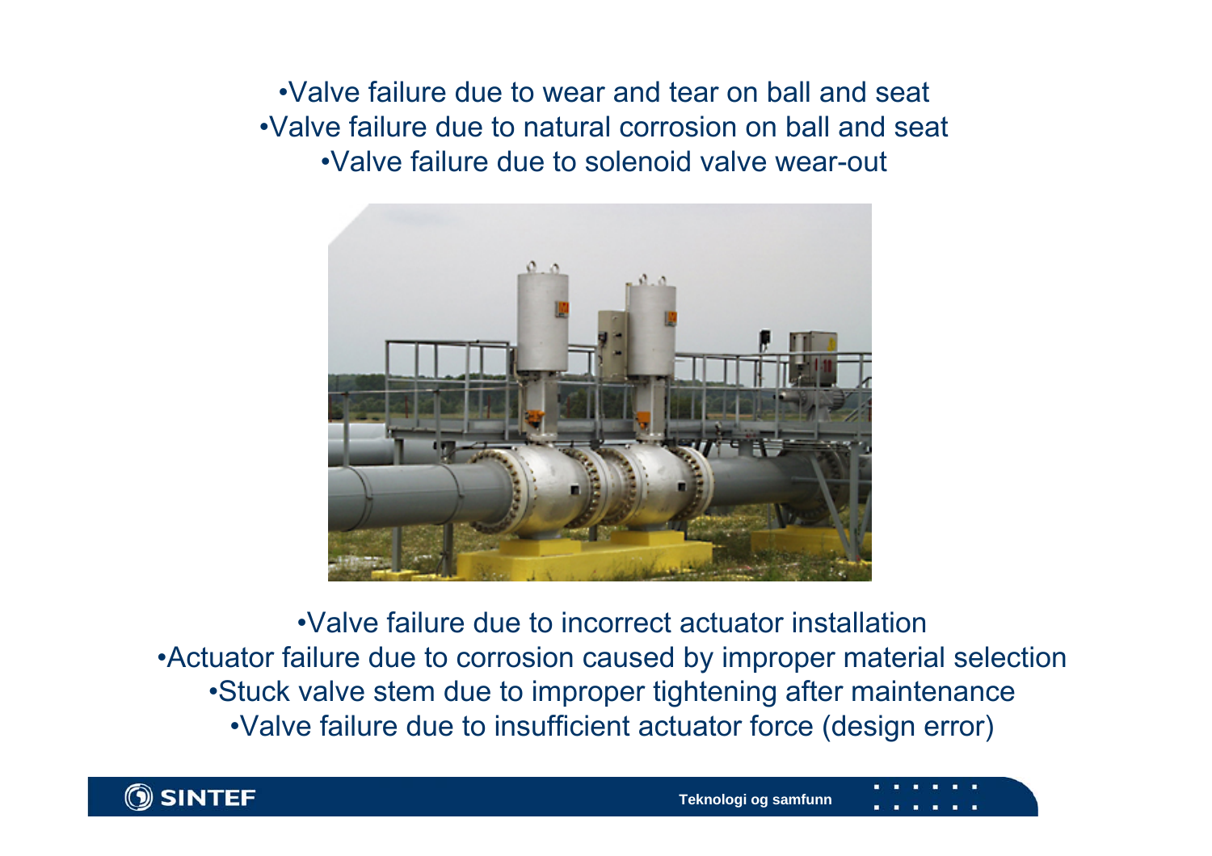- Valve failure due to wear and tear on ball and seat
- Valve failure due to natural corrosion on ball and seat
- Valve failure due to solenoid valve wear-out

- Valve failure due to incorrect actuator installation
- Actuator failure due to corrosion caused by improper material selection
- Stuck valve stem due to improper tightening after maintenance
- Valve failure due to insufficient actuator force (design error)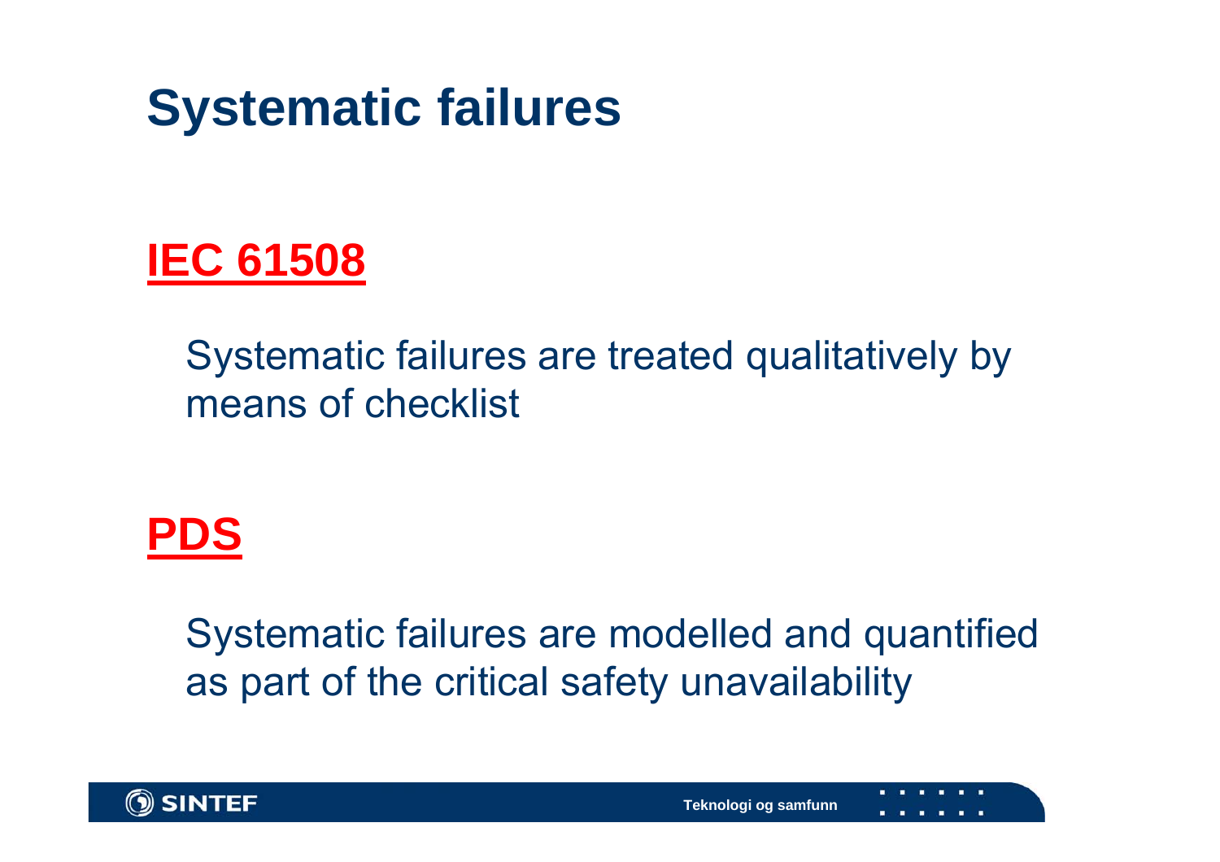# Systematic failures

## IEC 61508

Systematic failures are treated qualitatively by means of checklist

## PDS

Systematic failures are modelled and quantified as part of the critical safety unavailability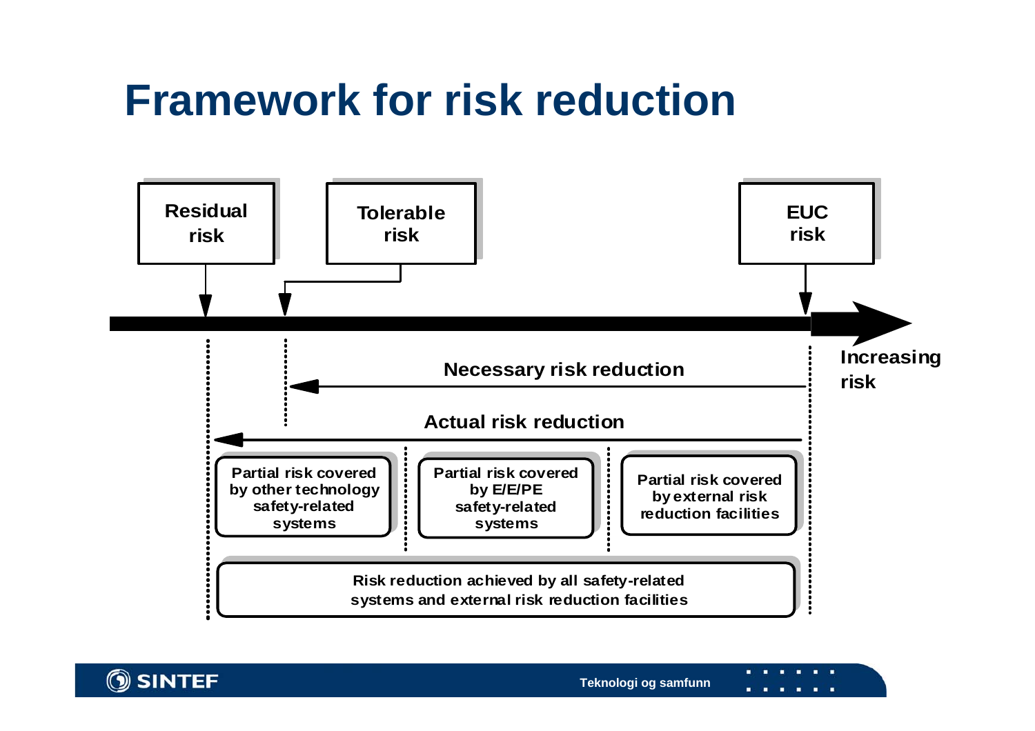# Framework for risk reduction

Residual risk

Tolerable risk

EUC risk

Increasing risk

Necessary risk reduction

Actual risk reduction

Partial risk covered by other technology safety-related systems

Partial risk covered by E/E/PE safety-related systems

Partial risk covered by external risk reduction facilities

Risk reduction achieved by all safety-related systems and external risk reduction facilities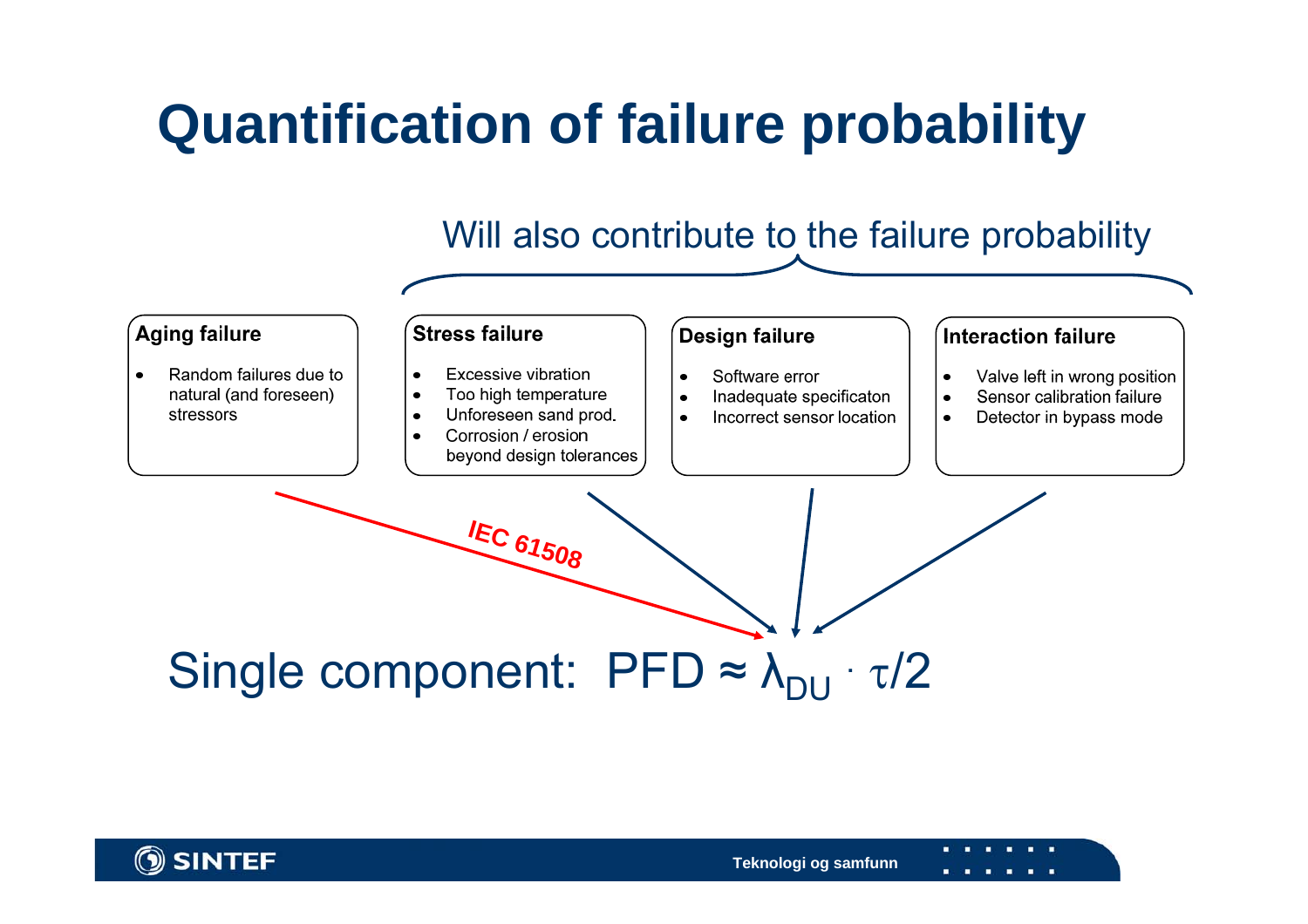# Quantification of failure probability

Will also contribute to the failure probability

**Aging failure**

- Random failures due to natural (and foreseen) stressors

**Stress failure**

- Excessive vibration
- Too high temperature
- Unforeseen sand prod.
- Corrosion / erosion beyond design tolerances

**Design failure**

- Software error
- Inadequate specificaton
- Incorrect sensor location

**Interaction failure**

- Valve left in wrong position
- Sensor calibration failure
- Detector in bypass mode

IEC 61508

Single component: $PFD \approx \lambda_{DU} \cdot \tau/2$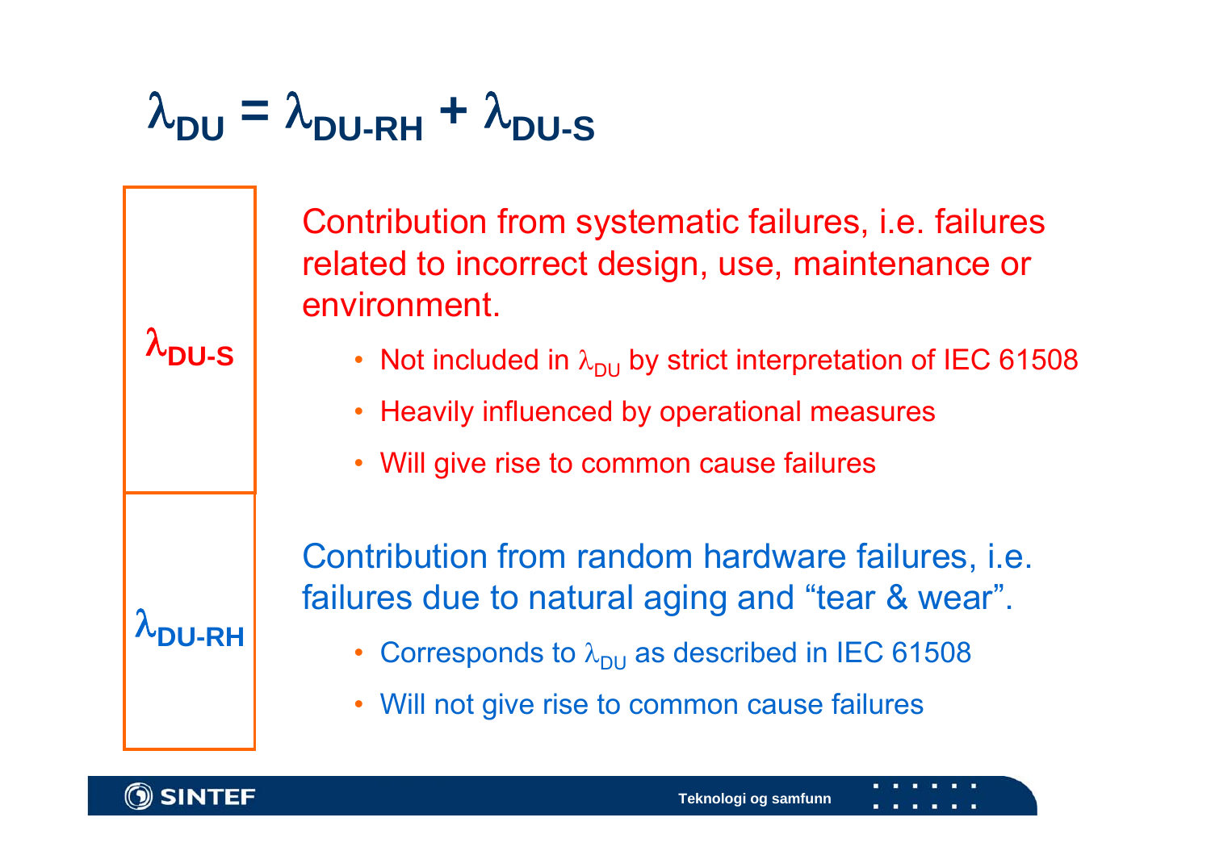# $\lambda_{DU} = \lambda_{DU\text{-}RH} + \lambda_{DU\text{-}S}$

**$\lambda_{DU\text{-}S}$**

Contribution from systematic failures, i.e. failures related to incorrect design, use, maintenance or environment.

- Not included in $\lambda_{DU}$ by strict interpretation of IEC 61508
- Heavily influenced by operational measures
- Will give rise to common cause failures

**$\lambda_{DU\text{-}RH}$**

Contribution from random hardware failures, i.e. failures due to natural aging and "tear & wear".

- Corresponds to $\lambda_{DU}$ as described in IEC 61508
- Will not give rise to common cause failures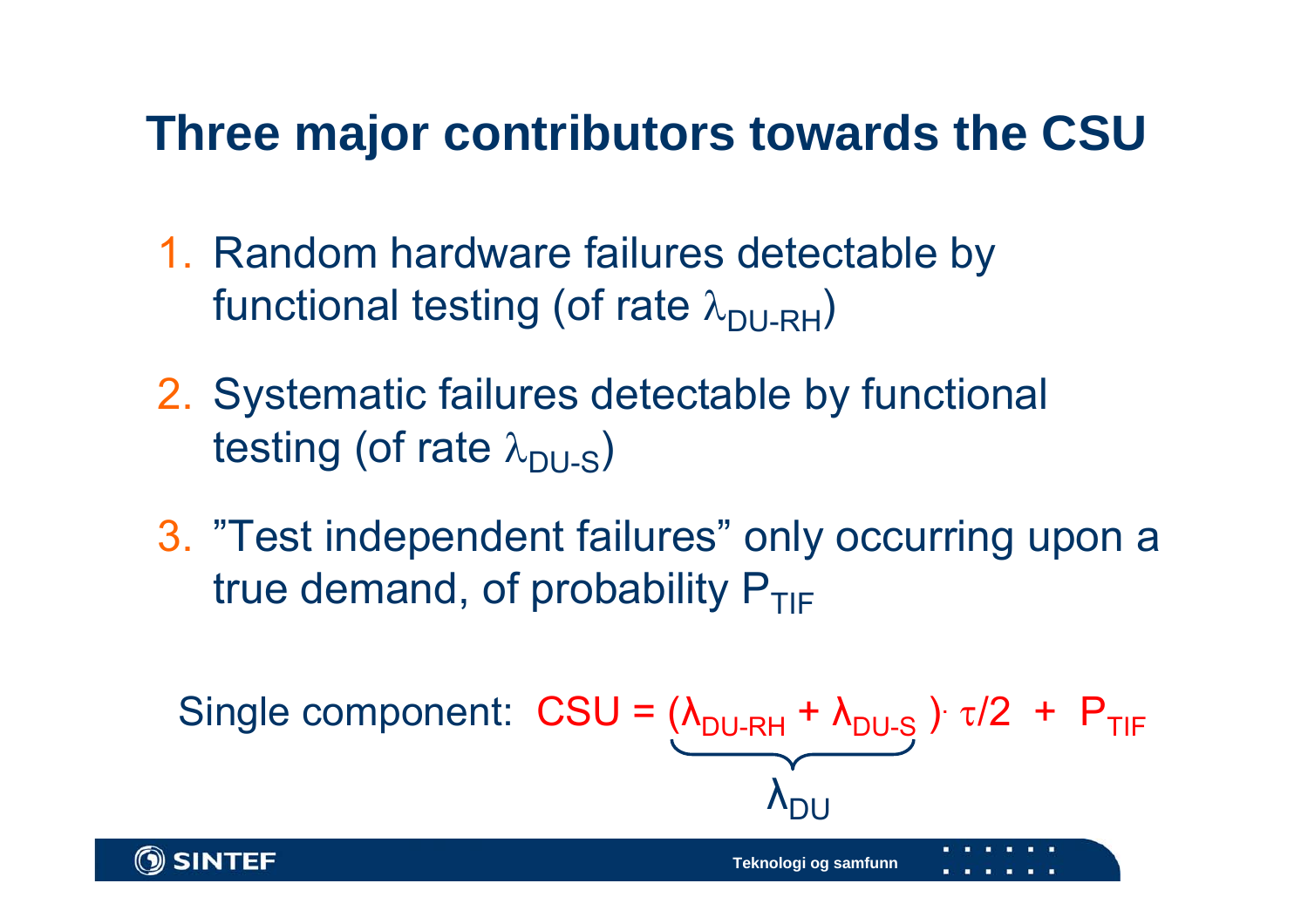# Three major contributors towards the CSU

1. Random hardware failures detectable by functional testing (of rate $\lambda_{DU\text{-}RH}$)
2. Systematic failures detectable by functional testing (of rate $\lambda_{DU\text{-}S}$)
3. ”Test independent failures” only occurring upon a true demand, of probability $P_{TIF}$

Single component: $CSU = \underbrace{(\lambda_{DU\text{-}RH} + \lambda_{DU\text{-}S})}_{\lambda_{DU}} \cdot \tau/2 + P_{TIF}$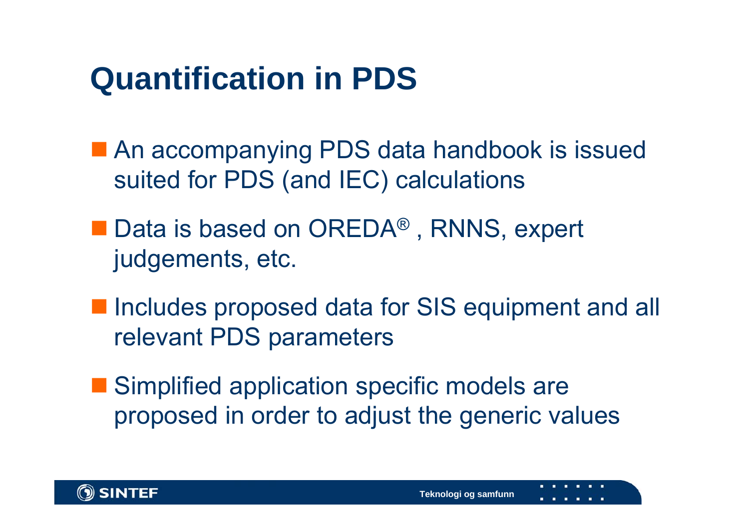# Quantification in PDS

- An accompanying PDS data handbook is issued suited for PDS (and IEC) calculations
- Data is based on OREDA® , RNNS, expert judgements, etc.
- Includes proposed data for SIS equipment and all relevant PDS parameters
- Simplified application specific models are proposed in order to adjust the generic values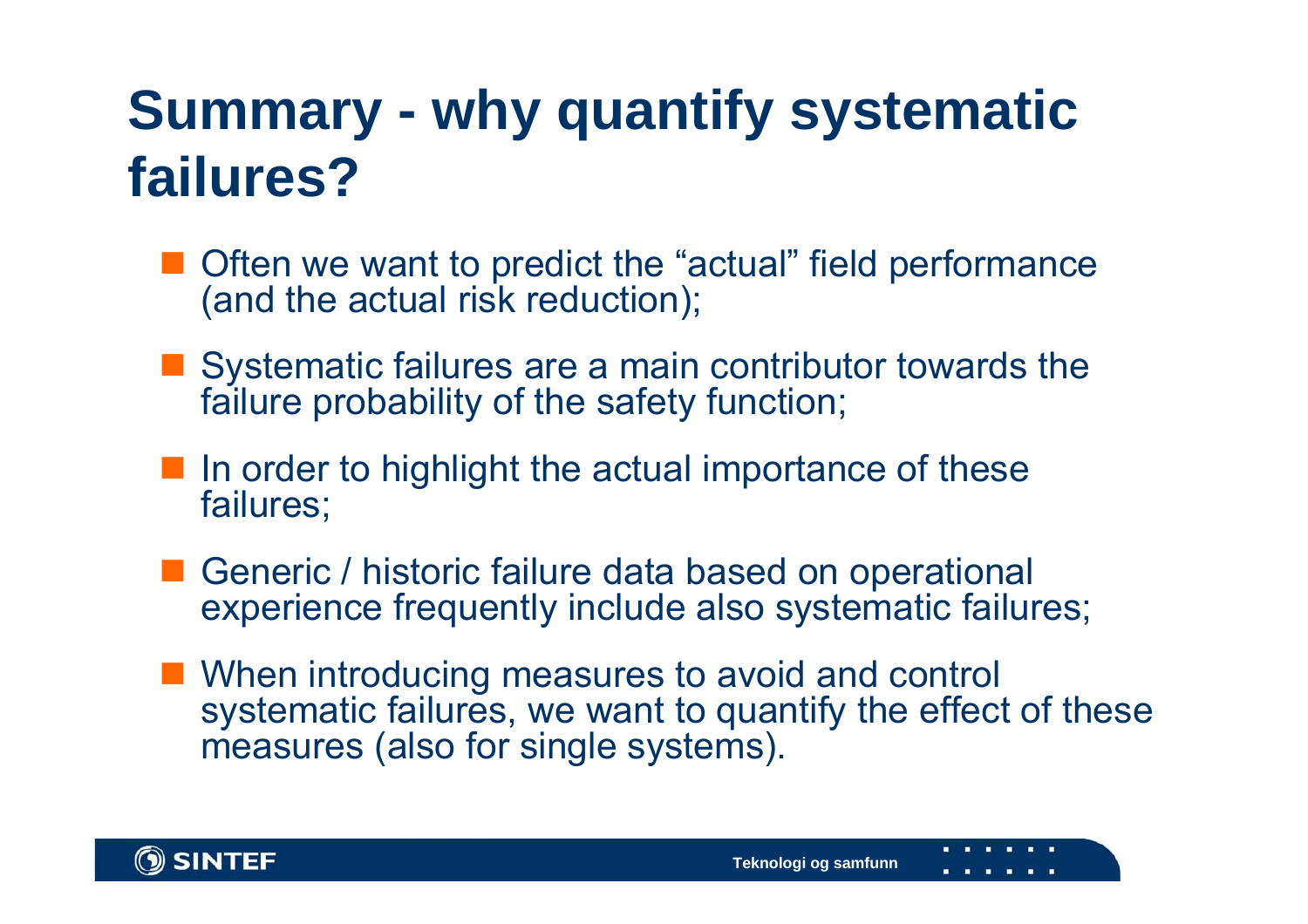# Summary - why quantify systematic failures?

- Often we want to predict the “actual” field performance (and the actual risk reduction);
- Systematic failures are a main contributor towards the failure probability of the safety function;
- In order to highlight the actual importance of these failures;
- Generic / historic failure data based on operational experience frequently include also systematic failures;
- When introducing measures to avoid and control systematic failures, we want to quantify the effect of these measures (also for single systems).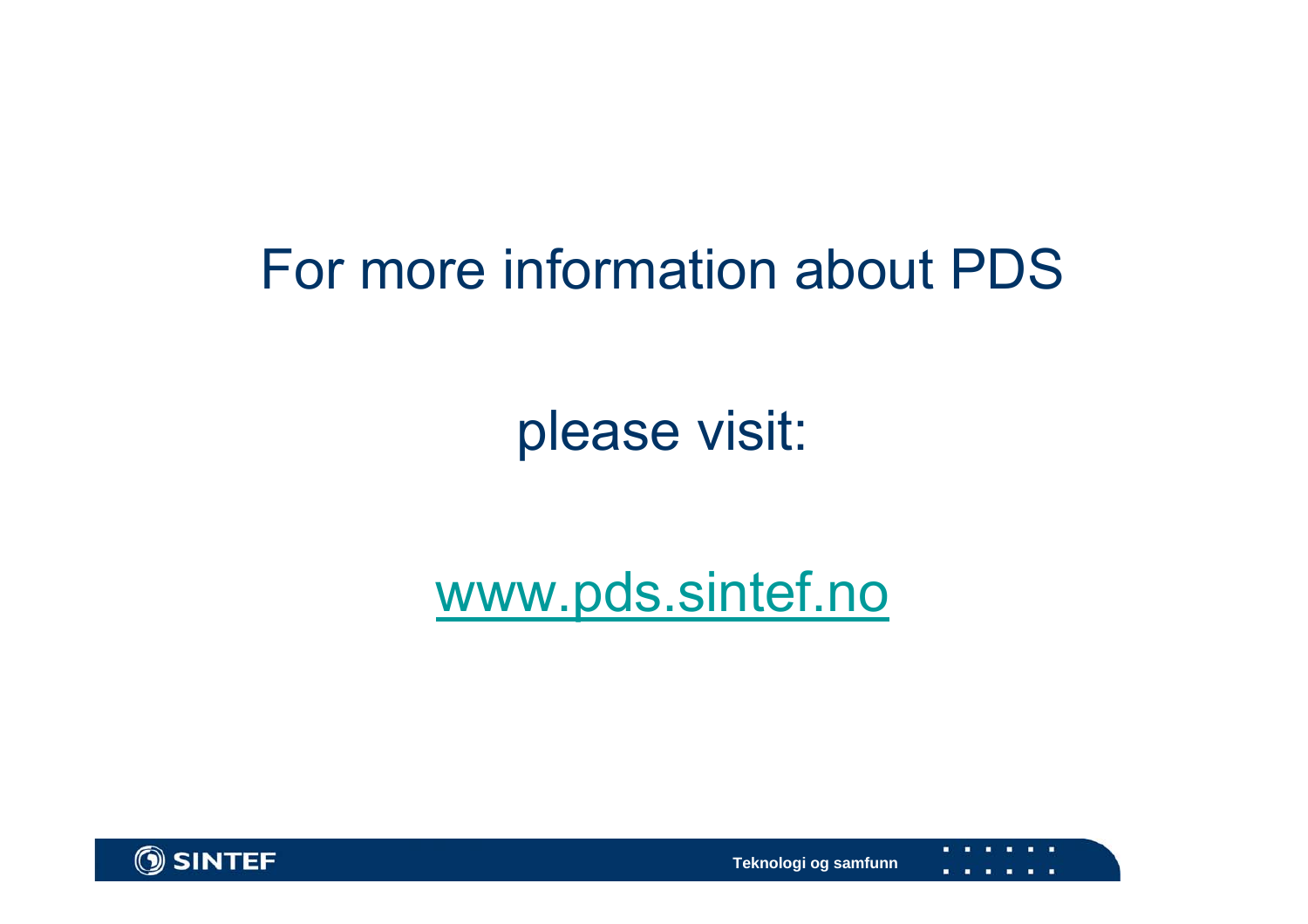For more information about PDS

please visit:

www.pds.sintef.no